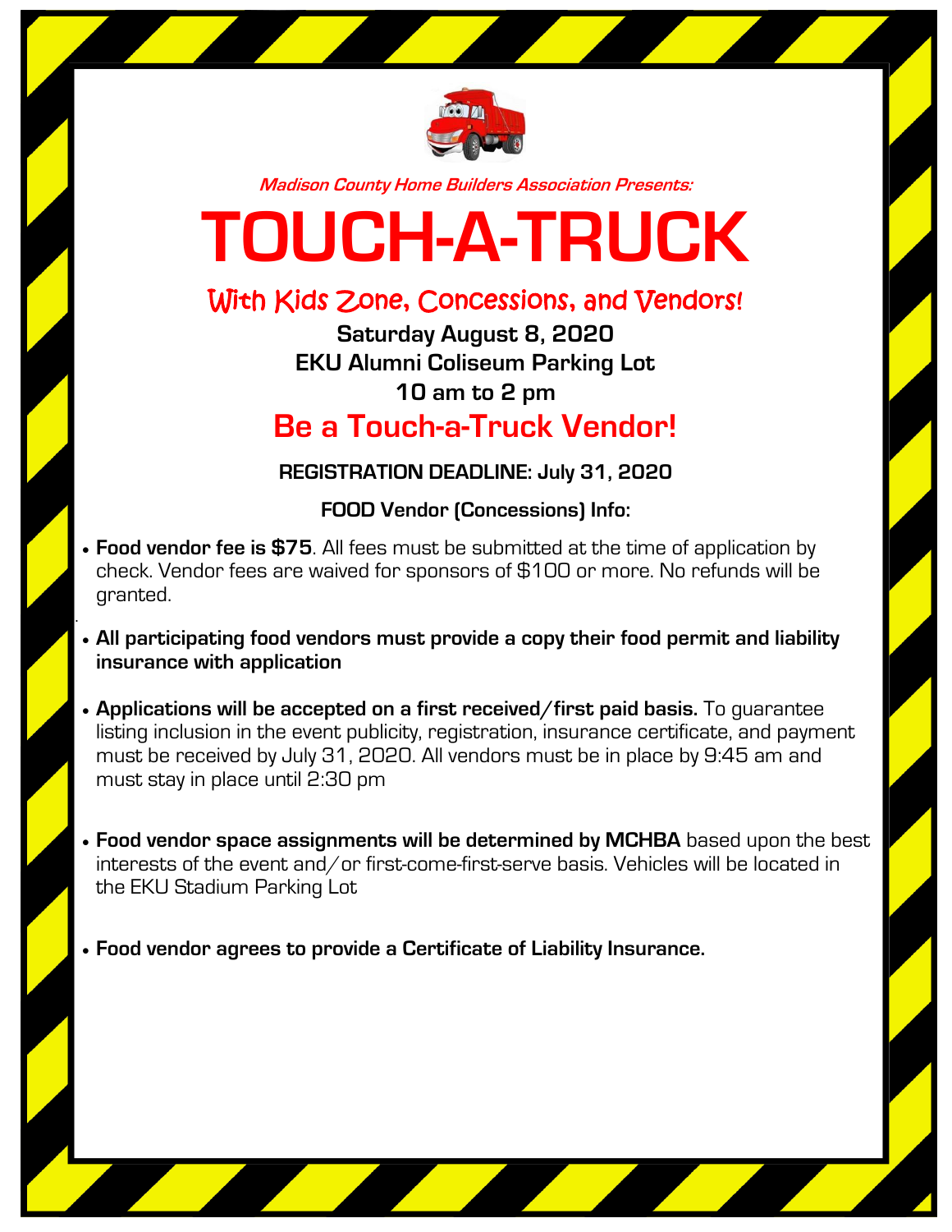*Madison County Home Builders Association Presents:*

# TOUCH-A-TRUCK

## With Kids Zone, Concessions, and Vendors!

**Saturday August 8, 2020**
**EKU Alumni Coliseum Parking Lot**
**10 am to 2 pm**

## Be a Touch-a-Truck Vendor!

**REGISTRATION DEADLINE: July 31, 2020**

**FOOD Vendor (Concessions) Info:**

- **Food vendor fee is $75**. All fees must be submitted at the time of application by check. Vendor fees are waived for sponsors of $100 or more. No refunds will be granted.

- **All participating food vendors must provide a copy their food permit and liability insurance with application**

- **Applications will be accepted on a first received/first paid basis.** To guarantee listing inclusion in the event publicity, registration, insurance certificate, and payment must be received by July 31, 2020. All vendors must be in place by 9:45 am and must stay in place until 2:30 pm

- **Food vendor space assignments will be determined by MCHBA** based upon the best interests of the event and/or first-come-first-serve basis. Vehicles will be located in the EKU Stadium Parking Lot

- **Food vendor agrees to provide a Certificate of Liability Insurance.**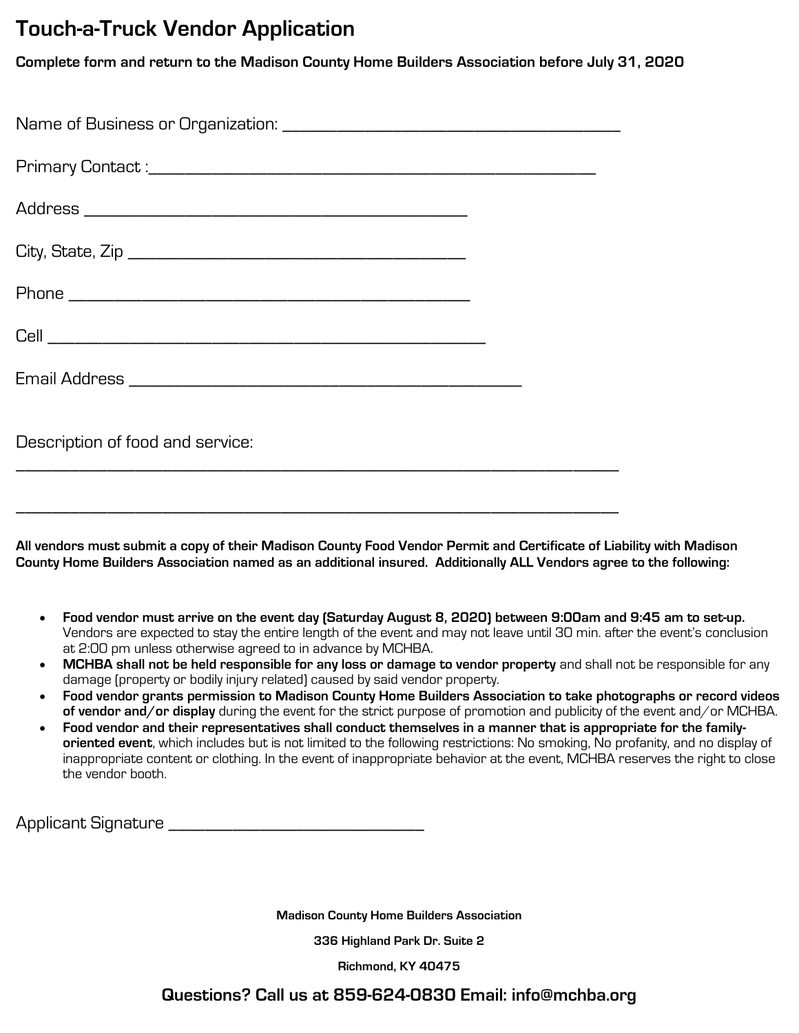# Touch-a-Truck Vendor Application

**Complete form and return to the Madison County Home Builders Association before July 31, 2020**

Name of Business or Organization: ___________________________________________

Primary Contact :___________________________________________________________

Address ________________________________________________

City, State, Zip ____________________________________________

Phone _________________________________________________

Cell _____________________________________________________

Email Address ____________________________________________

Description of food and service:

_______________________________________________________________________________

_______________________________________________________________________________

**All vendors must submit a copy of their Madison County Food Vendor Permit and Certificate of Liability with Madison County Home Builders Association named as an additional insured. Additionally ALL Vendors agree to the following:**

- **Food vendor must arrive on the event day (Saturday August 8, 2020) between 9:00am and 9:45 am to set-up.** Vendors are expected to stay the entire length of the event and may not leave until 30 min. after the event's conclusion at 2:00 pm unless otherwise agreed to in advance by MCHBA.
- **MCHBA shall not be held responsible for any loss or damage to vendor property** and shall not be responsible for any damage (property or bodily injury related) caused by said vendor property.
- **Food vendor grants permission to Madison County Home Builders Association to take photographs or record videos of vendor and/or display** during the event for the strict purpose of promotion and publicity of the event and/or MCHBA.
- **Food vendor and their representatives shall conduct themselves in a manner that is appropriate for the family-oriented event**, which includes but is not limited to the following restrictions: No smoking, No profanity, and no display of inappropriate content or clothing. In the event of inappropriate behavior at the event, MCHBA reserves the right to close the vendor booth.

Applicant Signature ________________________________

**Madison County Home Builders Association**

**336 Highland Park Dr. Suite 2**

**Richmond, KY 40475**

**Questions? Call us at 859-624-0830 Email: info@mchba.org**